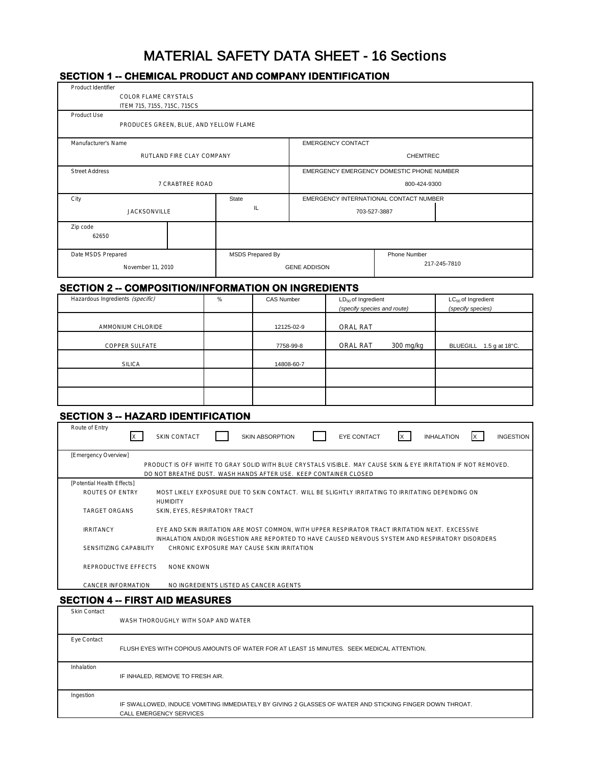# MATERIAL SAFETY DATA SHEET - 16 Sections

## SECTION 1 -- CHEMICAL PRODUCT AND COMPANY IDENTIFICATION

| Field | Value |
|---|---|
| Product Identifier | COLOR FLAME CRYSTALS<br>ITEM 715, 715S, 715C, 715CS |
| Product Use | PRODUCES GREEN, BLUE, AND YELLOW FLAME |
| Manufacturer's Name | RUTLAND FIRE CLAY COMPANY |
| EMERGENCY CONTACT | CHEMTREC |
| Street Address | 7 CRABTREE ROAD |
| EMERGENCY EMERGENCY DOMESTIC PHONE NUMBER | 800-424-9300 |
| City | JACKSONVILLE |
| State | IL |
| EMERGENCY INTERNATIONAL CONTACT NUMBER | 703-527-3887 |
| Zip code | 62650 |
| Date MSDS Prepared | November 11, 2010 |
| MSDS Prepared By | GENE ADDISON |
| Phone Number | 217-245-7810 |

## SECTION 2 -- COMPOSITION/INFORMATION ON INGREDIENTS

| Hazardous Ingredients *(specific)* | % | CAS Number | $LD_{50}$ of Ingredient *(specify species and route)* | | $LC_{50}$ of Ingredient *(specify species)* |
|---|---|---|---|---|---|
| AMMONIUM CHLORIDE | | 12125-02-9 | ORAL RAT | | |
| COPPER SULFATE | | 7758-99-8 | ORAL RAT | 300 mg/kg | BLUEGILL 1.5 g at 18°C. |
| SILICA | | 14808-60-7 | | | |
| | | | | | |
| | | | | | |

## SECTION 3 -- HAZARD IDENTIFICATION

**Route of Entry**

| | |
|---|---|
| X | SKIN CONTACT |
| | SKIN ABSORPTION |
| | EYE CONTACT |
| X | INHALATION |
| X | INGESTION |

**[Emergency Overview]**

PRODUCT IS OFF WHITE TO GRAY SOLID WITH BLUE CRYSTALS VISIBLE. MAY CAUSE SKIN & EYE IRRITATION IF NOT REMOVED. DO NOT BREATHE DUST. WASH HANDS AFTER USE. KEEP CONTAINER CLOSED

**[Potential Health Effects]**

| | |
|---|---|
| ROUTES OF ENTRY | MOST LIKELY EXPOSURE DUE TO SKIN CONTACT. WILL BE SLIGHTLY IRRITATING TO IRRITATING DEPENDING ON HUMIDITY |
| TARGET ORGANS | SKIN, EYES, RESPIRATORY TRACT |
| IRRITANCY | EYE AND SKIN IRRITATION ARE MOST COMMON, WITH UPPER RESPIRATOR TRACT IRRITATION NEXT. EXCESSIVE INHALATION AND/OR INGESTION ARE REPORTED TO HAVE CAUSED NERVOUS SYSTEM AND RESPIRATORY DISORDERS |
| SENSITIZING CAPABILITY | CHRONIC EXPOSURE MAY CAUSE SKIN IRRITATION |
| REPRODUCTIVE EFFECTS | NONE KNOWN |
| CANCER INFORMATION | NO INGREDIENTS LISTED AS CANCER AGENTS |

## SECTION 4 -- FIRST AID MEASURES

| | |
|---|---|
| Skin Contact | WASH THOROUGHLY WITH SOAP AND WATER |
| Eye Contact | FLUSH EYES WITH COPIOUS AMOUNTS OF WATER FOR AT LEAST 15 MINUTES. SEEK MEDICAL ATTENTION. |
| Inhalation | IF INHALED, REMOVE TO FRESH AIR. |
| Ingestion | IF SWALLOWED, INDUCE VOMITING IMMEDIATELY BY GIVING 2 GLASSES OF WATER AND STICKING FINGER DOWN THROAT.<br>CALL EMERGENCY SERVICES |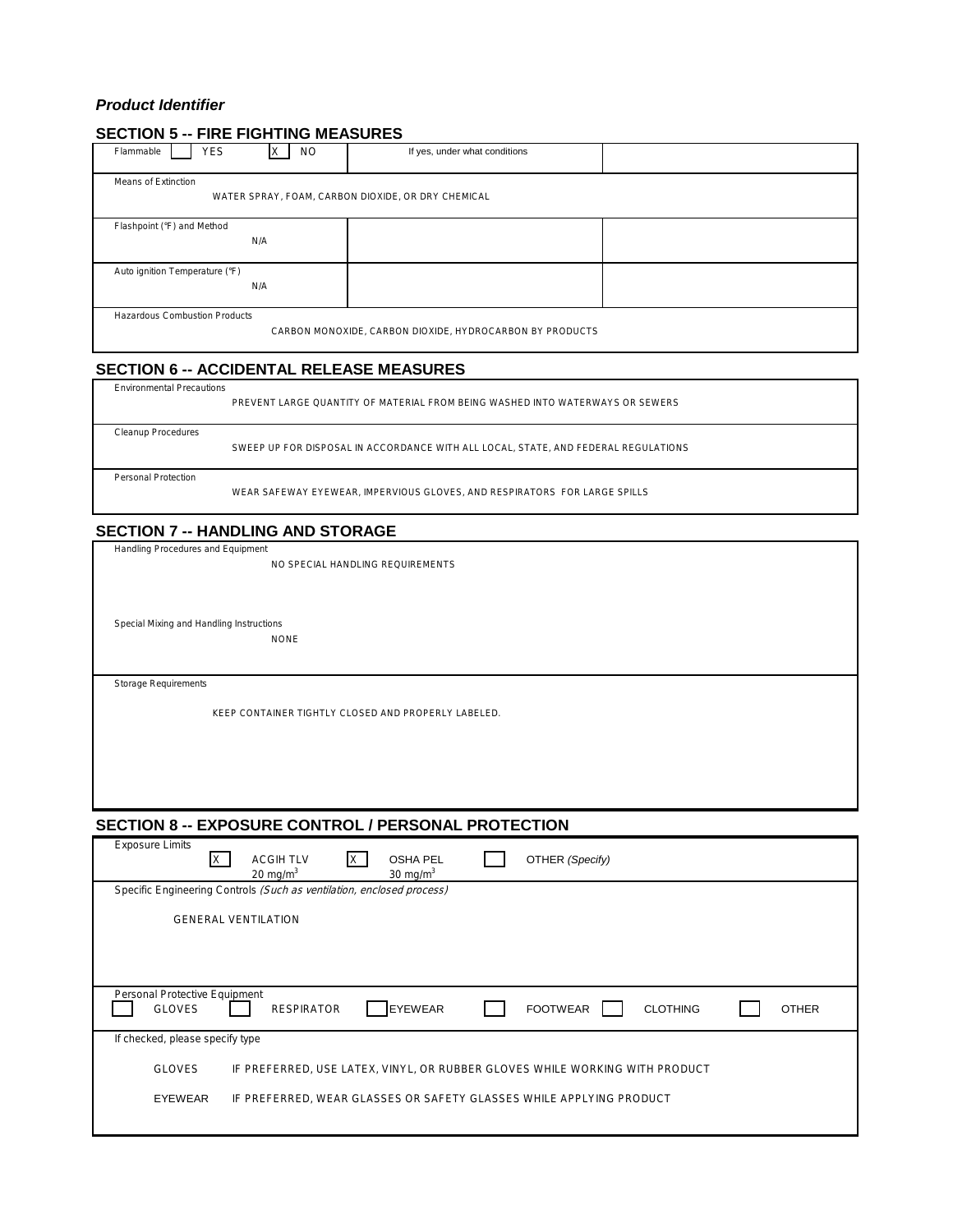*Product Identifier*

## SECTION 5 -- FIRE FIGHTING MEASURES

| Flammable [ ] YES [X] NO | If yes, under what conditions | |
|---|---|---|
| Means of Extinction<br>WATER SPRAY, FOAM, CARBON DIOXIDE, OR DRY CHEMICAL | | |
| Flashpoint (°F) and Method<br>N/A | | |
| Auto ignition Temperature (°F)<br>N/A | | |
| Hazardous Combustion Products<br>CARBON MONOXIDE, CARBON DIOXIDE, HYDROCARBON BY PRODUCTS | | |

## SECTION 6 -- ACCIDENTAL RELEASE MEASURES

Environmental Precautions

PREVENT LARGE QUANTITY OF MATERIAL FROM BEING WASHED INTO WATERWAYS OR SEWERS

Cleanup Procedures

SWEEP UP FOR DISPOSAL IN ACCORDANCE WITH ALL LOCAL, STATE, AND FEDERAL REGULATIONS

Personal Protection

WEAR SAFEWAY EYEWEAR, IMPERVIOUS GLOVES, AND RESPIRATORS FOR LARGE SPILLS

## SECTION 7 -- HANDLING AND STORAGE

Handling Procedures and Equipment

NO SPECIAL HANDLING REQUIREMENTS

Special Mixing and Handling Instructions

NONE

Storage Requirements

KEEP CONTAINER TIGHTLY CLOSED AND PROPERLY LABELED.

## SECTION 8 -- EXPOSURE CONTROL / PERSONAL PROTECTION

Exposure Limits

[X] ACGIH TLV 20 mg/m$^3$ [X] OSHA PEL 30 mg/m$^3$ [ ] OTHER *(Specify)*

Specific Engineering Controls *(Such as ventilation, enclosed process)*

GENERAL VENTILATION

Personal Protective Equipment

[ ] GLOVES [ ] RESPIRATOR [ ] EYEWEAR [ ] FOOTWEAR [ ] CLOTHING [ ] OTHER

If checked, please specify type

GLOVES IF PREFERRED, USE LATEX, VINYL, OR RUBBER GLOVES WHILE WORKING WITH PRODUCT

EYEWEAR IF PREFERRED, WEAR GLASSES OR SAFETY GLASSES WHILE APPLYING PRODUCT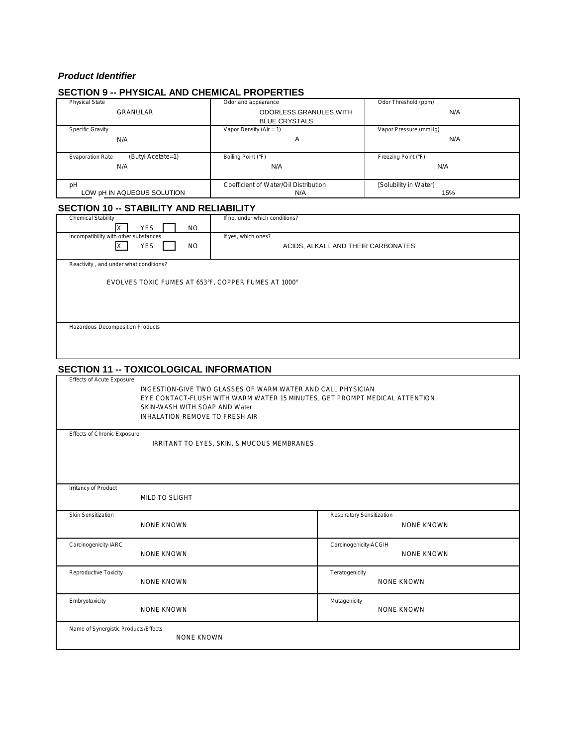***Product Identifier***

## SECTION 9 -- PHYSICAL AND CHEMICAL PROPERTIES

| Physical State | Odor and appearance | Odor Threshold (ppm) |
|---|---|---|
| GRANULAR | ODORLESS GRANULES WITH BLUE CRYSTALS | N/A |
| **Specific Gravity** | **Vapor Density (Air = 1)** | **Vapor Pressure (mmHg)** |
| N/A | A | N/A |
| **Evaporation Rate (Butyl Acetate=1)** | **Boiling Point (°F)** | **Freezing Point (°F)** |
| N/A | N/A | N/A |
| **pH** | **Coefficient of Water/Oil Distribution** | **[Solubility in Water]** |
| LOW pH IN AQUEOUS SOLUTION | N/A | 15% |

## SECTION 10 -- STABILITY AND RELIABILITY

| Chemical Stability | If no, under which conditions? |
|---|---|
| [X] YES [ ] NO | |
| **Incompatibility with other substances** | **If yes, which ones?** |
| [X] YES [ ] NO | ACIDS, ALKALI, AND THEIR CARBONATES |

Reactivity , and under what conditions?

EVOLVES TOXIC FUMES AT 653°F, COPPER FUMES AT 1000°

Hazardous Decomposition Products

## SECTION 11 -- TOXICOLOGICAL INFORMATION

Effects of Acute Exposure

INGESTION-GIVE TWO GLASSES OF WARM WATER AND CALL PHYSICIAN
EYE CONTACT-FLUSH WITH WARM WATER 15 MINUTES, GET PROMPT MEDICAL ATTENTION.
SKIN-WASH WITH SOAP AND Water
INHALATION-REMOVE TO FRESH AIR

Effects of Chronic Exposure

IRRITANT TO EYES, SKIN, & MUCOUS MEMBRANES.

Irritancy of Product

MILD TO SLIGHT

| Skin Sensitization | Respiratory Sensitization |
|---|---|
| NONE KNOWN | NONE KNOWN |
| **Carcinogenicity-IARC** | **Carcinogenicity-ACGIH** |
| NONE KNOWN | NONE KNOWN |
| **Reproductive Toxicity** | **Teratogenicity** |
| NONE KNOWN | NONE KNOWN |
| **Embryotoxicity** | **Mutagenicity** |
| NONE KNOWN | NONE KNOWN |

Name of Synergistic Products/Effects

NONE KNOWN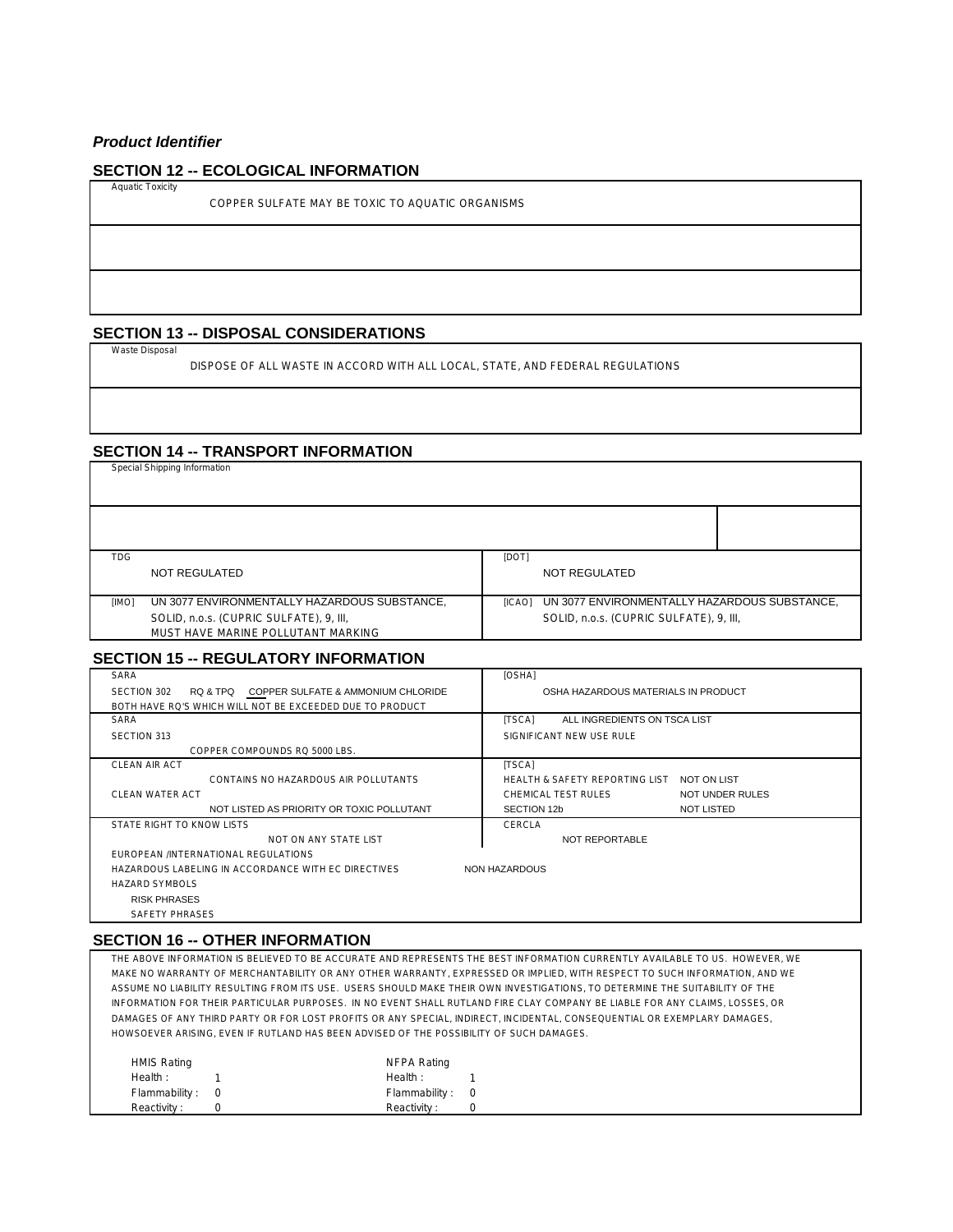***Product Identifier***

## SECTION 12 -- ECOLOGICAL INFORMATION

Aquatic Toxicity

COPPER SULFATE MAY BE TOXIC TO AQUATIC ORGANISMS

## SECTION 13 -- DISPOSAL CONSIDERATIONS

Waste Disposal

DISPOSE OF ALL WASTE IN ACCORD WITH ALL LOCAL, STATE, AND FEDERAL REGULATIONS

## SECTION 14 -- TRANSPORT INFORMATION

Special Shipping Information

| | |
|---|---|
| TDG<br>NOT REGULATED | [DOT]<br>NOT REGULATED |
| [IMO] UN 3077 ENVIRONMENTALLY HAZARDOUS SUBSTANCE, SOLID, n.o.s. (CUPRIC SULFATE), 9, III, MUST HAVE MARINE POLLUTANT MARKING | [ICAO] UN 3077 ENVIRONMENTALLY HAZARDOUS SUBSTANCE, SOLID, n.o.s. (CUPRIC SULFATE), 9, III, |

## SECTION 15 -- REGULATORY INFORMATION

| | |
|---|---|
| SARA<br>SECTION 302 RQ & TPQ COPPER SULFATE & AMMONIUM CHLORIDE<br>BOTH HAVE RQ'S WHICH WILL NOT BE EXCEEDED DUE TO PRODUCT | [OSHA]<br>OSHA HAZARDOUS MATERIALS IN PRODUCT |
| SARA<br>SECTION 313<br>COPPER COMPOUNDS RQ 5000 LBS. | [TSCA] ALL INGREDIENTS ON TSCA LIST<br>SIGNIFICANT NEW USE RULE |
| CLEAN AIR ACT<br>CONTAINS NO HAZARDOUS AIR POLLUTANTS<br>CLEAN WATER ACT<br>NOT LISTED AS PRIORITY OR TOXIC POLLUTANT | [TSCA]<br>HEALTH & SAFETY REPORTING LIST NOT ON LIST<br>CHEMICAL TEST RULES NOT UNDER RULES<br>SECTION 12b NOT LISTED |
| STATE RIGHT TO KNOW LISTS<br>NOT ON ANY STATE LIST | CERCLA<br>NOT REPORTABLE |

EUROPEAN /INTERNATIONAL REGULATIONS

HAZARDOUS LABELING IN ACCORDANCE WITH EC DIRECTIVES NON HAZARDOUS

HAZARD SYMBOLS

RISK PHRASES

SAFETY PHRASES

## SECTION 16 -- OTHER INFORMATION

THE ABOVE INFORMATION IS BELIEVED TO BE ACCURATE AND REPRESENTS THE BEST INFORMATION CURRENTLY AVAILABLE TO US. HOWEVER, WE MAKE NO WARRANTY OF MERCHANTABILITY OR ANY OTHER WARRANTY, EXPRESSED OR IMPLIED, WITH RESPECT TO SUCH INFORMATION, AND WE ASSUME NO LIABILITY RESULTING FROM ITS USE. USERS SHOULD MAKE THEIR OWN INVESTIGATIONS, TO DETERMINE THE SUITABILITY OF THE INFORMATION FOR THEIR PARTICULAR PURPOSES. IN NO EVENT SHALL RUTLAND FIRE CLAY COMPANY BE LIABLE FOR ANY CLAIMS, LOSSES, OR DAMAGES OF ANY THIRD PARTY OR FOR LOST PROFITS OR ANY SPECIAL, INDIRECT, INCIDENTAL, CONSEQUENTIAL OR EXEMPLARY DAMAGES, HOWSOEVER ARISING, EVEN IF RUTLAND HAS BEEN ADVISED OF THE POSSIBILITY OF SUCH DAMAGES.

| HMIS Rating | | NFPA Rating | |
|---|---|---|---|
| Health : | 1 | Health : | 1 |
| Flammability : | 0 | Flammability : | 0 |
| Reactivity : | 0 | Reactivity : | 0 |